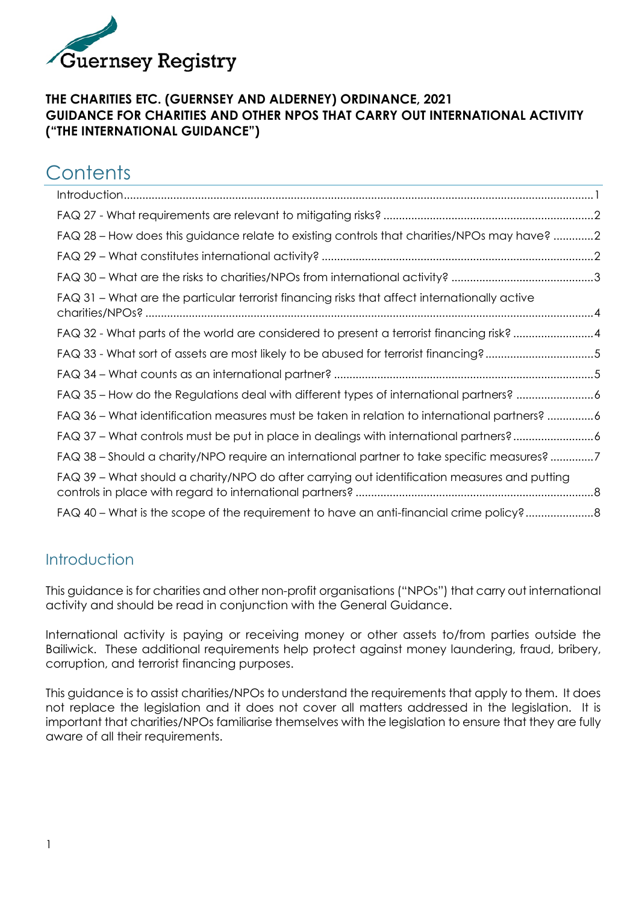Guernsey Registry

**THE CHARITIES ETC. (GUERNSEY AND ALDERNEY) ORDINANCE, 2021**
**GUIDANCE FOR CHARITIES AND OTHER NPOS THAT CARRY OUT INTERNATIONAL ACTIVITY ("THE INTERNATIONAL GUIDANCE")**

# Contents

- Introduction ........ 1
- FAQ 27 - What requirements are relevant to mitigating risks? ........ 2
- FAQ 28 – How does this guidance relate to existing controls that charities/NPOs may have? ........ 2
- FAQ 29 – What constitutes international activity? ........ 2
- FAQ 30 – What are the risks to charities/NPOs from international activity? ........ 3
- FAQ 31 – What are the particular terrorist financing risks that affect internationally active charities/NPOs? ........ 4
- FAQ 32 - What parts of the world are considered to present a terrorist financing risk? ........ 4
- FAQ 33 - What sort of assets are most likely to be abused for terrorist financing? ........ 5
- FAQ 34 – What counts as an international partner? ........ 5
- FAQ 35 – How do the Regulations deal with different types of international partners? ........ 6
- FAQ 36 – What identification measures must be taken in relation to international partners? ........ 6
- FAQ 37 – What controls must be put in place in dealings with international partners? ........ 6
- FAQ 38 – Should a charity/NPO require an international partner to take specific measures? ........ 7
- FAQ 39 – What should a charity/NPO do after carrying out identification measures and putting controls in place with regard to international partners? ........ 8
- FAQ 40 – What is the scope of the requirement to have an anti-financial crime policy? ........ 8

## Introduction

This guidance is for charities and other non-profit organisations ("NPOs") that carry out international activity and should be read in conjunction with the General Guidance.

International activity is paying or receiving money or other assets to/from parties outside the Bailiwick. These additional requirements help protect against money laundering, fraud, bribery, corruption, and terrorist financing purposes.

This guidance is to assist charities/NPOs to understand the requirements that apply to them. It does not replace the legislation and it does not cover all matters addressed in the legislation. It is important that charities/NPOs familiarise themselves with the legislation to ensure that they are fully aware of all their requirements.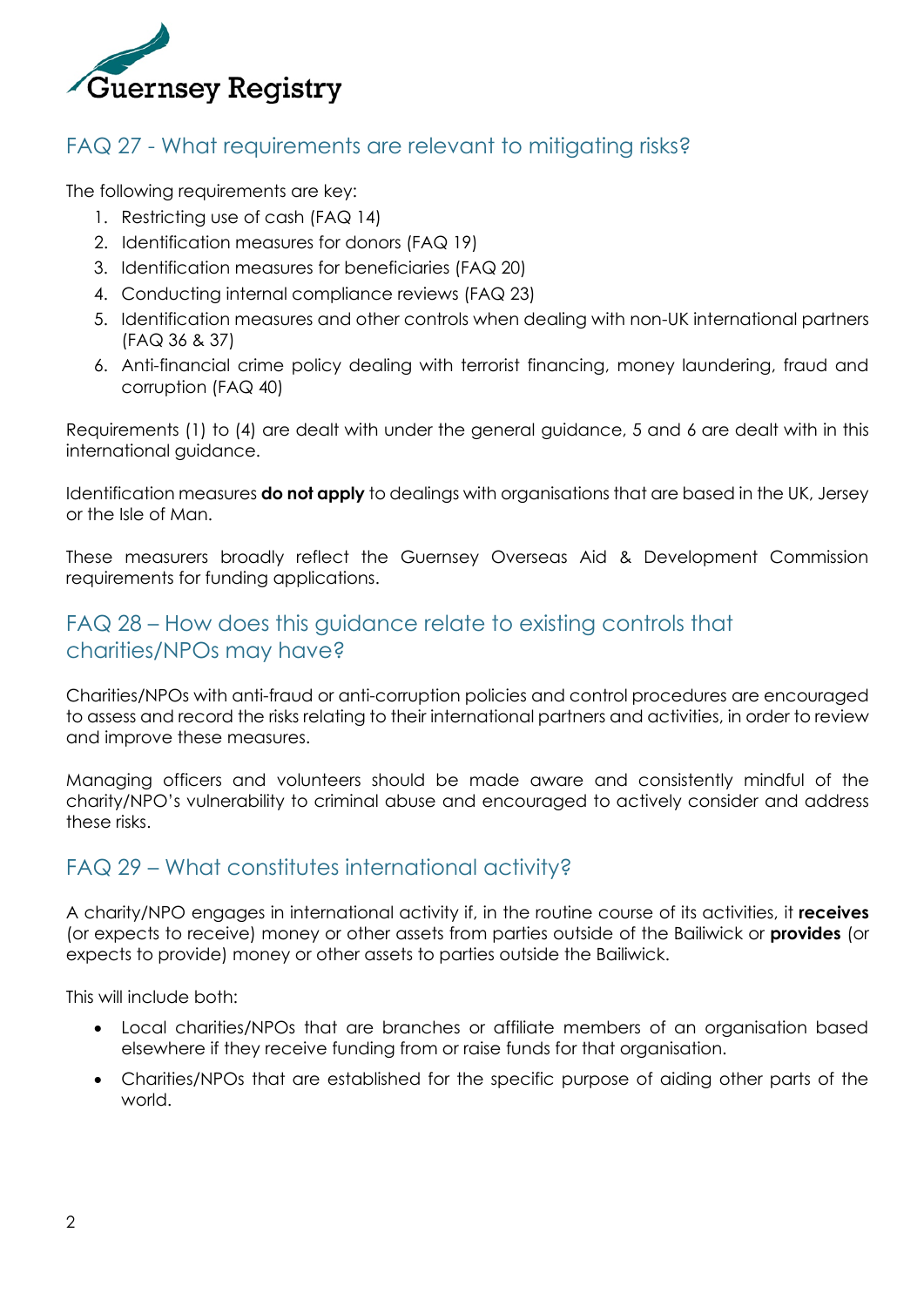## FAQ 27 - What requirements are relevant to mitigating risks?

The following requirements are key:

1. Restricting use of cash (FAQ 14)
2. Identification measures for donors (FAQ 19)
3. Identification measures for beneficiaries (FAQ 20)
4. Conducting internal compliance reviews (FAQ 23)
5. Identification measures and other controls when dealing with non-UK international partners (FAQ 36 & 37)
6. Anti-financial crime policy dealing with terrorist financing, money laundering, fraud and corruption (FAQ 40)

Requirements (1) to (4) are dealt with under the general guidance, 5 and 6 are dealt with in this international guidance.

Identification measures **do not apply** to dealings with organisations that are based in the UK, Jersey or the Isle of Man.

These measurers broadly reflect the Guernsey Overseas Aid & Development Commission requirements for funding applications.

## FAQ 28 – How does this guidance relate to existing controls that charities/NPOs may have?

Charities/NPOs with anti-fraud or anti-corruption policies and control procedures are encouraged to assess and record the risks relating to their international partners and activities, in order to review and improve these measures.

Managing officers and volunteers should be made aware and consistently mindful of the charity/NPO's vulnerability to criminal abuse and encouraged to actively consider and address these risks.

## FAQ 29 – What constitutes international activity?

A charity/NPO engages in international activity if, in the routine course of its activities, it **receives** (or expects to receive) money or other assets from parties outside of the Bailiwick or **provides** (or expects to provide) money or other assets to parties outside the Bailiwick.

This will include both:

- Local charities/NPOs that are branches or affiliate members of an organisation based elsewhere if they receive funding from or raise funds for that organisation.
- Charities/NPOs that are established for the specific purpose of aiding other parts of the world.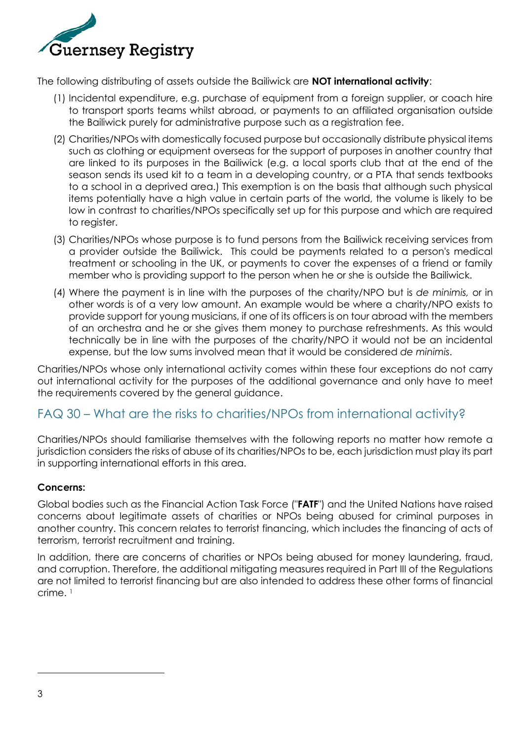The following distributing of assets outside the Bailiwick are **NOT international activity**:

(1) Incidental expenditure, e.g. purchase of equipment from a foreign supplier, or coach hire to transport sports teams whilst abroad, or payments to an affiliated organisation outside the Bailiwick purely for administrative purpose such as a registration fee.

(2) Charities/NPOs with domestically focused purpose but occasionally distribute physical items such as clothing or equipment overseas for the support of purposes in another country that are linked to its purposes in the Bailiwick (e.g. a local sports club that at the end of the season sends its used kit to a team in a developing country, or a PTA that sends textbooks to a school in a deprived area.) This exemption is on the basis that although such physical items potentially have a high value in certain parts of the world, the volume is likely to be low in contrast to charities/NPOs specifically set up for this purpose and which are required to register.

(3) Charities/NPOs whose purpose is to fund persons from the Bailiwick receiving services from a provider outside the Bailiwick. This could be payments related to a person's medical treatment or schooling in the UK, or payments to cover the expenses of a friend or family member who is providing support to the person when he or she is outside the Bailiwick.

(4) Where the payment is in line with the purposes of the charity/NPO but is *de minimis,* or in other words is of a very low amount. An example would be where a charity/NPO exists to provide support for young musicians, if one of its officers is on tour abroad with the members of an orchestra and he or she gives them money to purchase refreshments. As this would technically be in line with the purposes of the charity/NPO it would not be an incidental expense, but the low sums involved mean that it would be considered *de minimis*.

Charities/NPOs whose only international activity comes within these four exceptions do not carry out international activity for the purposes of the additional governance and only have to meet the requirements covered by the general guidance.

## FAQ 30 – What are the risks to charities/NPOs from international activity?

Charities/NPOs should familiarise themselves with the following reports no matter how remote a jurisdiction considers the risks of abuse of its charities/NPOs to be, each jurisdiction must play its part in supporting international efforts in this area.

**Concerns:**

Global bodies such as the Financial Action Task Force ("**FATF**") and the United Nations have raised concerns about legitimate assets of charities or NPOs being abused for criminal purposes in another country. This concern relates to terrorist financing, which includes the financing of acts of terrorism, terrorist recruitment and training.

In addition, there are concerns of charities or NPOs being abused for money laundering, fraud, and corruption. Therefore, the additional mitigating measures required in Part III of the Regulations are not limited to terrorist financing but are also intended to address these other forms of financial crime. [1]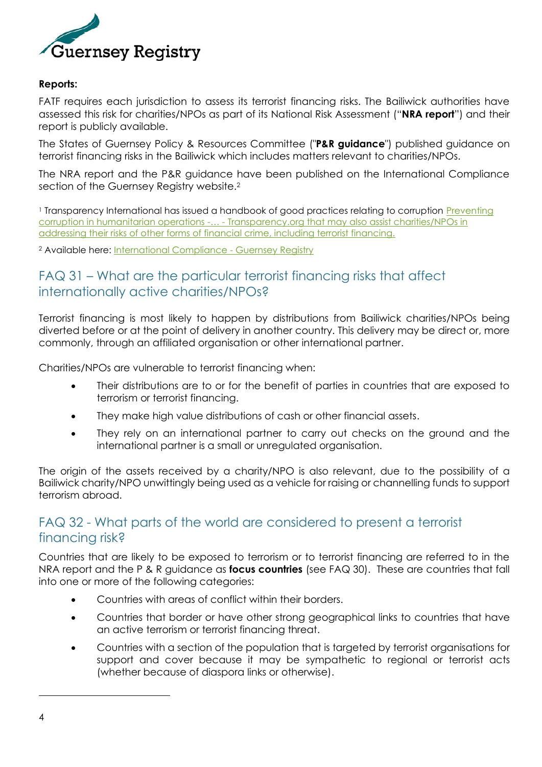**Reports:**

FATF requires each jurisdiction to assess its terrorist financing risks. The Bailiwick authorities have assessed this risk for charities/NPOs as part of its National Risk Assessment ("**NRA report**") and their report is publicly available.

The States of Guernsey Policy & Resources Committee ("**P&R guidance**") published guidance on terrorist financing risks in the Bailiwick which includes matters relevant to charities/NPOs.

The NRA report and the P&R guidance have been published on the International Compliance section of the Guernsey Registry website.[2]

[1] Transparency International has issued a handbook of good practices relating to corruption Preventing corruption in humanitarian operations -… - Transparency.org that may also assist charities/NPOs in addressing their risks of other forms of financial crime, including terrorist financing.

[2] Available here: International Compliance - Guernsey Registry

## FAQ 31 – What are the particular terrorist financing risks that affect internationally active charities/NPOs?

Terrorist financing is most likely to happen by distributions from Bailiwick charities/NPOs being diverted before or at the point of delivery in another country. This delivery may be direct or, more commonly, through an affiliated organisation or other international partner.

Charities/NPOs are vulnerable to terrorist financing when:

- Their distributions are to or for the benefit of parties in countries that are exposed to terrorism or terrorist financing.
- They make high value distributions of cash or other financial assets.
- They rely on an international partner to carry out checks on the ground and the international partner is a small or unregulated organisation.

The origin of the assets received by a charity/NPO is also relevant, due to the possibility of a Bailiwick charity/NPO unwittingly being used as a vehicle for raising or channelling funds to support terrorism abroad.

## FAQ 32 - What parts of the world are considered to present a terrorist financing risk?

Countries that are likely to be exposed to terrorism or to terrorist financing are referred to in the NRA report and the P & R guidance as **focus countries** (see FAQ 30). These are countries that fall into one or more of the following categories:

- Countries with areas of conflict within their borders.
- Countries that border or have other strong geographical links to countries that have an active terrorism or terrorist financing threat.
- Countries with a section of the population that is targeted by terrorist organisations for support and cover because it may be sympathetic to regional or terrorist acts (whether because of diaspora links or otherwise).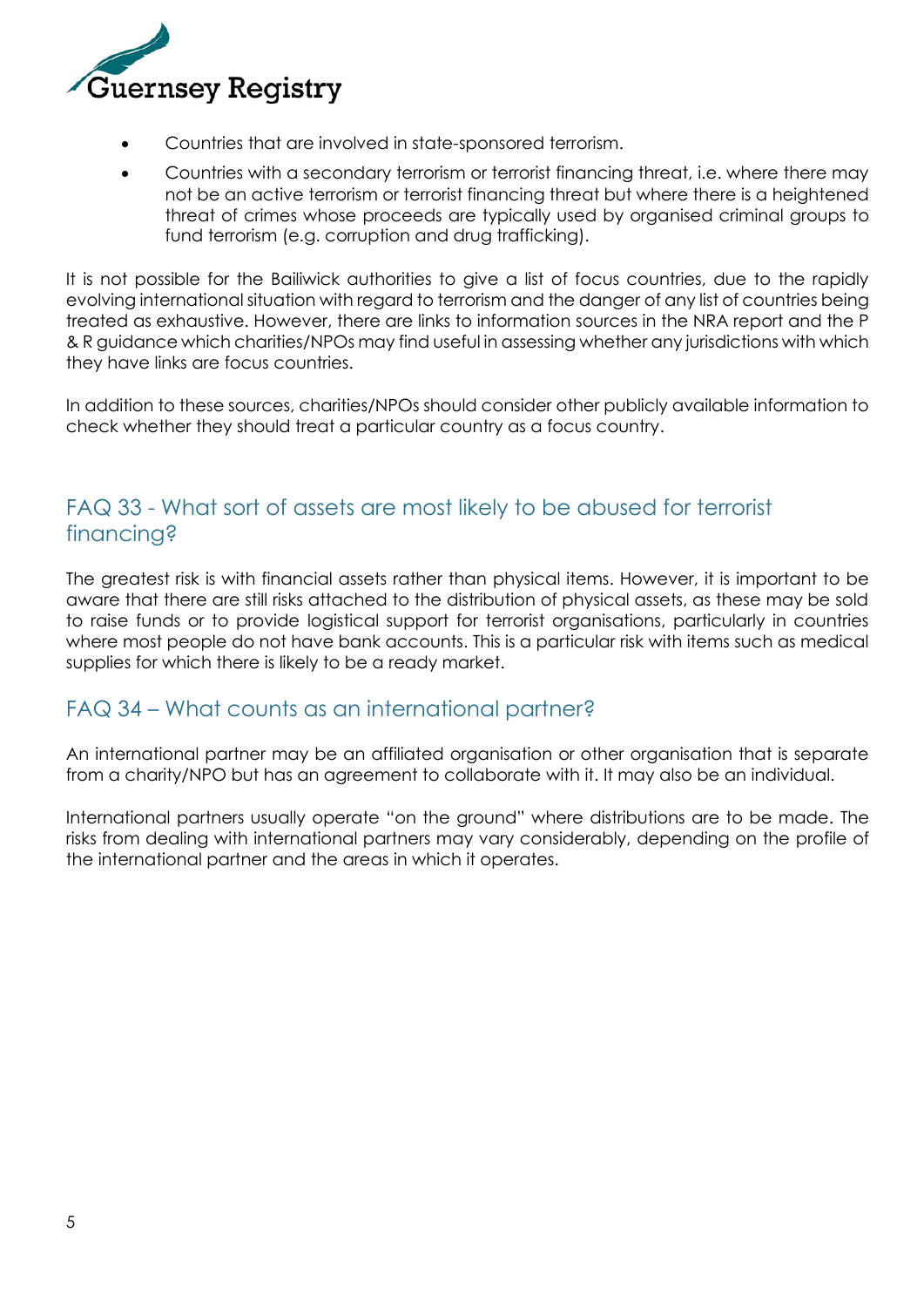- Countries that are involved in state-sponsored terrorism.
- Countries with a secondary terrorism or terrorist financing threat, i.e. where there may not be an active terrorism or terrorist financing threat but where there is a heightened threat of crimes whose proceeds are typically used by organised criminal groups to fund terrorism (e.g. corruption and drug trafficking).

It is not possible for the Bailiwick authorities to give a list of focus countries, due to the rapidly evolving international situation with regard to terrorism and the danger of any list of countries being treated as exhaustive. However, there are links to information sources in the NRA report and the P & R guidance which charities/NPOs may find useful in assessing whether any jurisdictions with which they have links are focus countries.

In addition to these sources, charities/NPOs should consider other publicly available information to check whether they should treat a particular country as a focus country.

## FAQ 33 - What sort of assets are most likely to be abused for terrorist financing?

The greatest risk is with financial assets rather than physical items. However, it is important to be aware that there are still risks attached to the distribution of physical assets, as these may be sold to raise funds or to provide logistical support for terrorist organisations, particularly in countries where most people do not have bank accounts. This is a particular risk with items such as medical supplies for which there is likely to be a ready market.

## FAQ 34 – What counts as an international partner?

An international partner may be an affiliated organisation or other organisation that is separate from a charity/NPO but has an agreement to collaborate with it. It may also be an individual.

International partners usually operate "on the ground" where distributions are to be made. The risks from dealing with international partners may vary considerably, depending on the profile of the international partner and the areas in which it operates.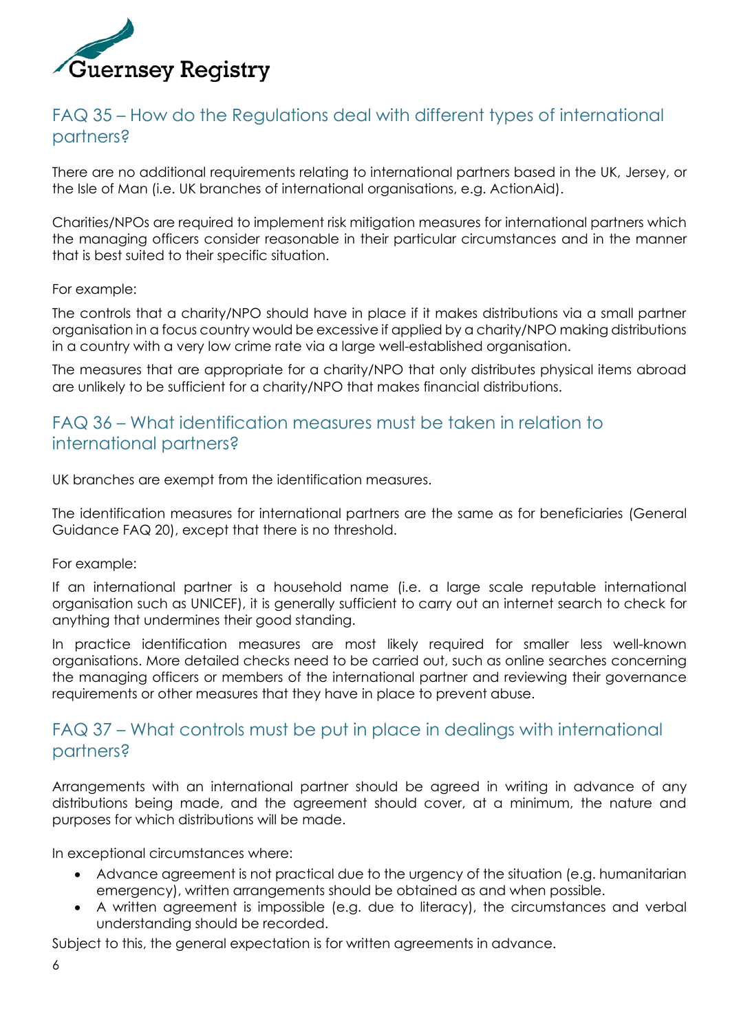## FAQ 35 – How do the Regulations deal with different types of international partners?

There are no additional requirements relating to international partners based in the UK, Jersey, or the Isle of Man (i.e. UK branches of international organisations, e.g. ActionAid).

Charities/NPOs are required to implement risk mitigation measures for international partners which the managing officers consider reasonable in their particular circumstances and in the manner that is best suited to their specific situation.

For example:

The controls that a charity/NPO should have in place if it makes distributions via a small partner organisation in a focus country would be excessive if applied by a charity/NPO making distributions in a country with a very low crime rate via a large well-established organisation.

The measures that are appropriate for a charity/NPO that only distributes physical items abroad are unlikely to be sufficient for a charity/NPO that makes financial distributions.

## FAQ 36 – What identification measures must be taken in relation to international partners?

UK branches are exempt from the identification measures.

The identification measures for international partners are the same as for beneficiaries (General Guidance FAQ 20), except that there is no threshold.

For example:

If an international partner is a household name (i.e. a large scale reputable international organisation such as UNICEF), it is generally sufficient to carry out an internet search to check for anything that undermines their good standing.

In practice identification measures are most likely required for smaller less well-known organisations. More detailed checks need to be carried out, such as online searches concerning the managing officers or members of the international partner and reviewing their governance requirements or other measures that they have in place to prevent abuse.

## FAQ 37 – What controls must be put in place in dealings with international partners?

Arrangements with an international partner should be agreed in writing in advance of any distributions being made, and the agreement should cover, at a minimum, the nature and purposes for which distributions will be made.

In exceptional circumstances where:

- Advance agreement is not practical due to the urgency of the situation (e.g. humanitarian emergency), written arrangements should be obtained as and when possible.
- A written agreement is impossible (e.g. due to literacy), the circumstances and verbal understanding should be recorded.

Subject to this, the general expectation is for written agreements in advance.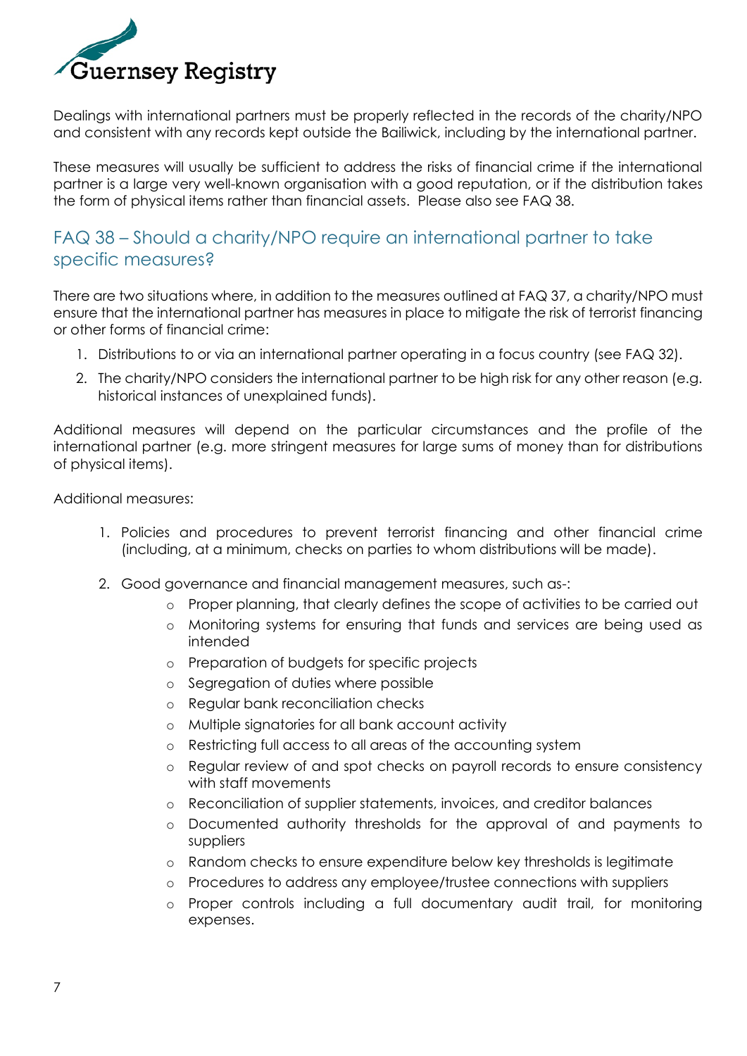Dealings with international partners must be properly reflected in the records of the charity/NPO and consistent with any records kept outside the Bailiwick, including by the international partner.

These measures will usually be sufficient to address the risks of financial crime if the international partner is a large very well-known organisation with a good reputation, or if the distribution takes the form of physical items rather than financial assets. Please also see FAQ 38.

## FAQ 38 – Should a charity/NPO require an international partner to take specific measures?

There are two situations where, in addition to the measures outlined at FAQ 37, a charity/NPO must ensure that the international partner has measures in place to mitigate the risk of terrorist financing or other forms of financial crime:

1. Distributions to or via an international partner operating in a focus country (see FAQ 32).
2. The charity/NPO considers the international partner to be high risk for any other reason (e.g. historical instances of unexplained funds).

Additional measures will depend on the particular circumstances and the profile of the international partner (e.g. more stringent measures for large sums of money than for distributions of physical items).

Additional measures:

1. Policies and procedures to prevent terrorist financing and other financial crime (including, at a minimum, checks on parties to whom distributions will be made).
2. Good governance and financial management measures, such as-:
   - Proper planning, that clearly defines the scope of activities to be carried out
   - Monitoring systems for ensuring that funds and services are being used as intended
   - Preparation of budgets for specific projects
   - Segregation of duties where possible
   - Regular bank reconciliation checks
   - Multiple signatories for all bank account activity
   - Restricting full access to all areas of the accounting system
   - Regular review of and spot checks on payroll records to ensure consistency with staff movements
   - Reconciliation of supplier statements, invoices, and creditor balances
   - Documented authority thresholds for the approval of and payments to suppliers
   - Random checks to ensure expenditure below key thresholds is legitimate
   - Procedures to address any employee/trustee connections with suppliers
   - Proper controls including a full documentary audit trail, for monitoring expenses.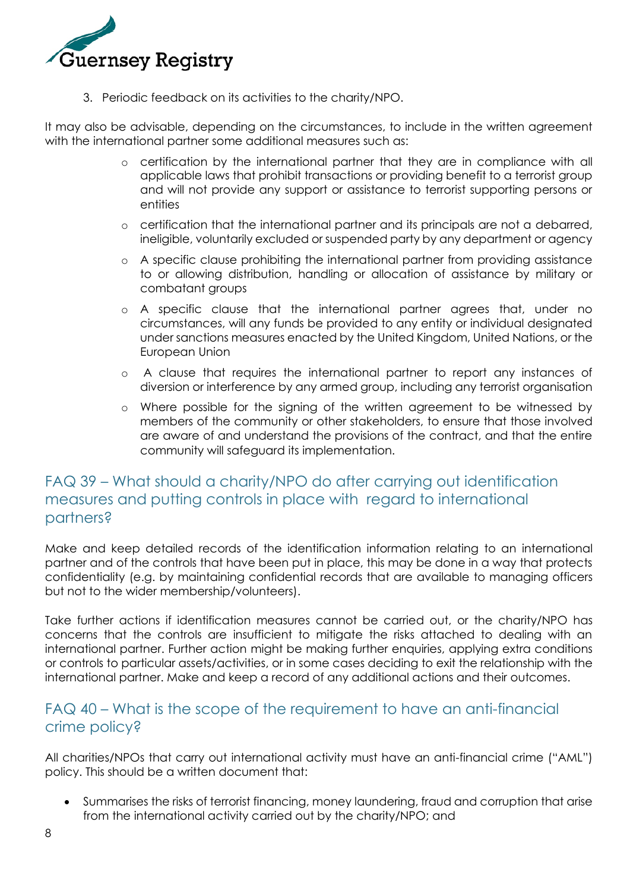3. Periodic feedback on its activities to the charity/NPO.

It may also be advisable, depending on the circumstances, to include in the written agreement with the international partner some additional measures such as:

- certification by the international partner that they are in compliance with all applicable laws that prohibit transactions or providing benefit to a terrorist group and will not provide any support or assistance to terrorist supporting persons or entities
- certification that the international partner and its principals are not a debarred, ineligible, voluntarily excluded or suspended party by any department or agency
- A specific clause prohibiting the international partner from providing assistance to or allowing distribution, handling or allocation of assistance by military or combatant groups
- A specific clause that the international partner agrees that, under no circumstances, will any funds be provided to any entity or individual designated under sanctions measures enacted by the United Kingdom, United Nations, or the European Union
- A clause that requires the international partner to report any instances of diversion or interference by any armed group, including any terrorist organisation
- Where possible for the signing of the written agreement to be witnessed by members of the community or other stakeholders, to ensure that those involved are aware of and understand the provisions of the contract, and that the entire community will safeguard its implementation.

## FAQ 39 – What should a charity/NPO do after carrying out identification measures and putting controls in place with regard to international partners?

Make and keep detailed records of the identification information relating to an international partner and of the controls that have been put in place, this may be done in a way that protects confidentiality (e.g. by maintaining confidential records that are available to managing officers but not to the wider membership/volunteers).

Take further actions if identification measures cannot be carried out, or the charity/NPO has concerns that the controls are insufficient to mitigate the risks attached to dealing with an international partner. Further action might be making further enquiries, applying extra conditions or controls to particular assets/activities, or in some cases deciding to exit the relationship with the international partner. Make and keep a record of any additional actions and their outcomes.

## FAQ 40 – What is the scope of the requirement to have an anti-financial crime policy?

All charities/NPOs that carry out international activity must have an anti-financial crime ("AML") policy. This should be a written document that:

- Summarises the risks of terrorist financing, money laundering, fraud and corruption that arise from the international activity carried out by the charity/NPO; and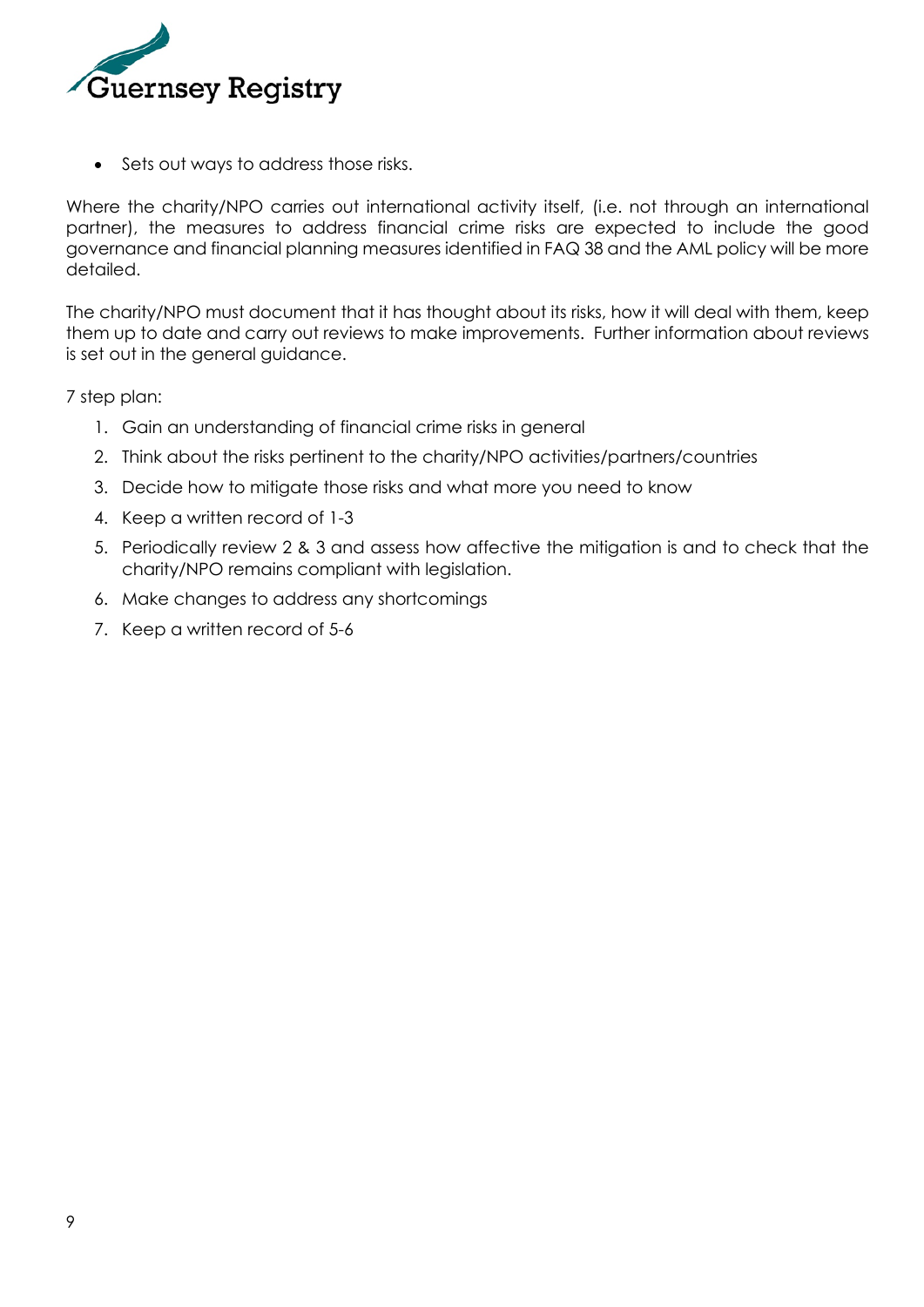- Sets out ways to address those risks.

Where the charity/NPO carries out international activity itself, (i.e. not through an international partner), the measures to address financial crime risks are expected to include the good governance and financial planning measures identified in FAQ 38 and the AML policy will be more detailed.

The charity/NPO must document that it has thought about its risks, how it will deal with them, keep them up to date and carry out reviews to make improvements. Further information about reviews is set out in the general guidance.

7 step plan:

1. Gain an understanding of financial crime risks in general
2. Think about the risks pertinent to the charity/NPO activities/partners/countries
3. Decide how to mitigate those risks and what more you need to know
4. Keep a written record of 1-3
5. Periodically review 2 & 3 and assess how affective the mitigation is and to check that the charity/NPO remains compliant with legislation.
6. Make changes to address any shortcomings
7. Keep a written record of 5-6